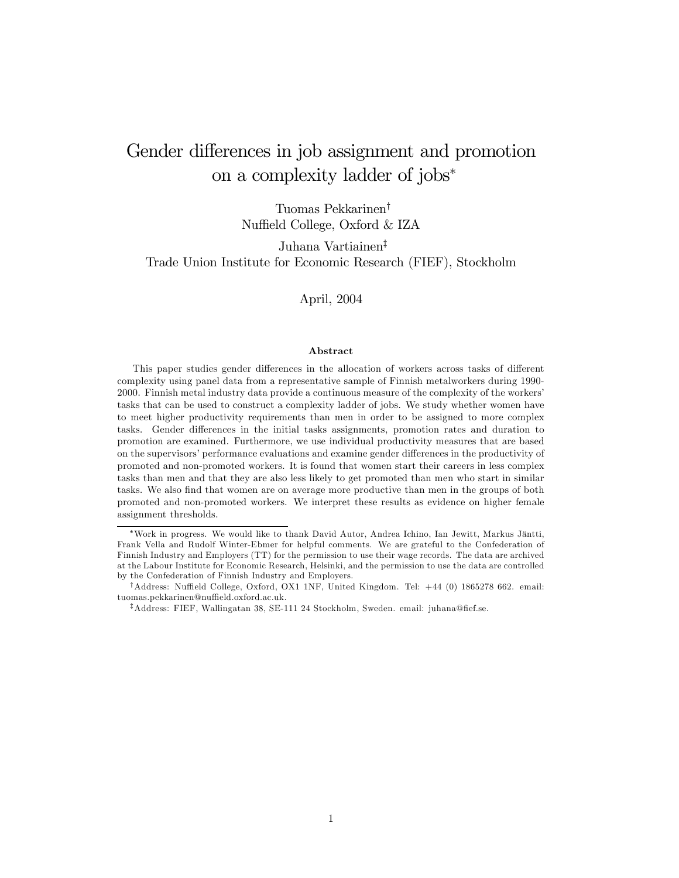# Gender differences in job assignment and promotion on a complexity ladder of jobs[*]

Tuomas Pekkarinen[†]
Nuffield College, Oxford & IZA

Juhana Vartiainen[‡]
Trade Union Institute for Economic Research (FIEF), Stockholm

April, 2004

### Abstract

This paper studies gender differences in the allocation of workers across tasks of different complexity using panel data from a representative sample of Finnish metalworkers during 1990-2000. Finnish metal industry data provide a continuous measure of the complexity of the workers' tasks that can be used to construct a complexity ladder of jobs. We study whether women have to meet higher productivity requirements than men in order to be assigned to more complex tasks. Gender differences in the initial tasks assignments, promotion rates and duration to promotion are examined. Furthermore, we use individual productivity measures that are based on the supervisors' performance evaluations and examine gender differences in the productivity of promoted and non-promoted workers. It is found that women start their careers in less complex tasks than men and that they are also less likely to get promoted than men who start in similar tasks. We also find that women are on average more productive than men in the groups of both promoted and non-promoted workers. We interpret these results as evidence on higher female assignment thresholds.

---

[*] Work in progress. We would like to thank David Autor, Andrea Ichino, Ian Jewitt, Markus Jäntti, Frank Vella and Rudolf Winter-Ebmer for helpful comments. We are grateful to the Confederation of Finnish Industry and Employers (TT) for the permission to use their wage records. The data are archived at the Labour Institute for Economic Research, Helsinki, and the permission to use the data are controlled by the Confederation of Finnish Industry and Employers.

[†] Address: Nuffield College, Oxford, OX1 1NF, United Kingdom. Tel: +44 (0) 1865278 662. email: tuomas.pekkarinen@nuffield.oxford.ac.uk.

[‡] Address: FIEF, Wallingatan 38, SE-111 24 Stockholm, Sweden. email: juhana@fief.se.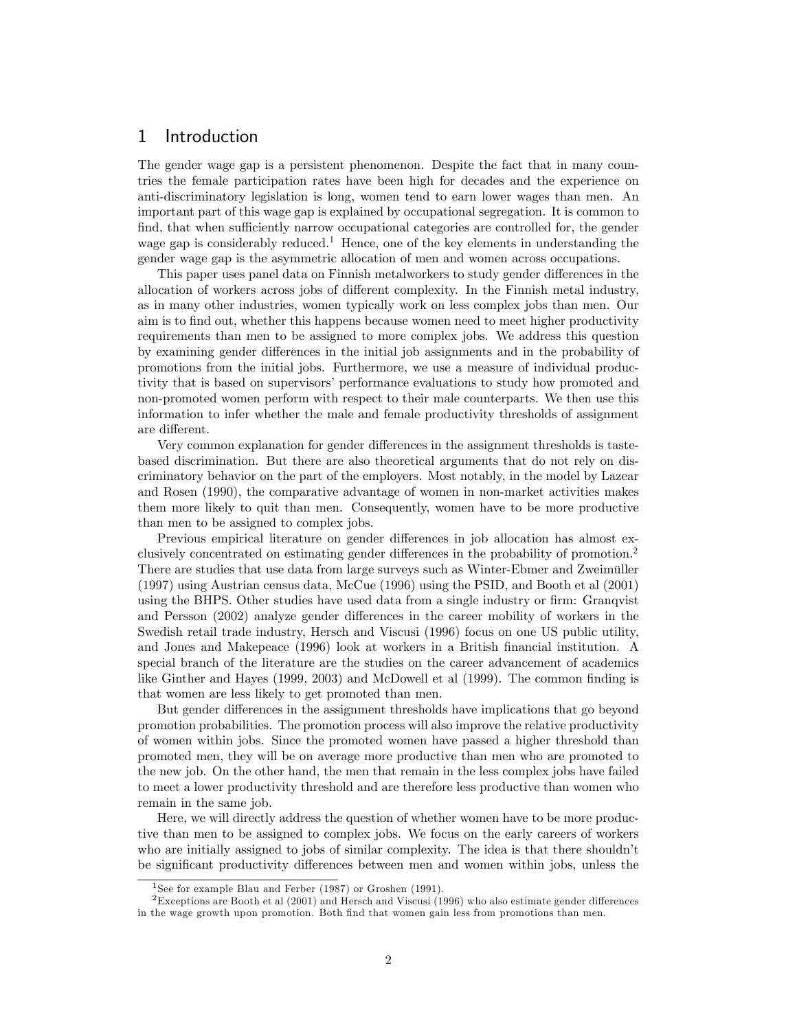# 1 Introduction

The gender wage gap is a persistent phenomenon. Despite the fact that in many countries the female participation rates have been high for decades and the experience on anti-discriminatory legislation is long, women tend to earn lower wages than men. An important part of this wage gap is explained by occupational segregation. It is common to find, that when sufficiently narrow occupational categories are controlled for, the gender wage gap is considerably reduced.[1] Hence, one of the key elements in understanding the gender wage gap is the asymmetric allocation of men and women across occupations.

This paper uses panel data on Finnish metalworkers to study gender differences in the allocation of workers across jobs of different complexity. In the Finnish metal industry, as in many other industries, women typically work on less complex jobs than men. Our aim is to find out, whether this happens because women need to meet higher productivity requirements than men to be assigned to more complex jobs. We address this question by examining gender differences in the initial job assignments and in the probability of promotions from the initial jobs. Furthermore, we use a measure of individual productivity that is based on supervisors' performance evaluations to study how promoted and non-promoted women perform with respect to their male counterparts. We then use this information to infer whether the male and female productivity thresholds of assignment are different.

Very common explanation for gender differences in the assignment thresholds is taste-based discrimination. But there are also theoretical arguments that do not rely on discriminatory behavior on the part of the employers. Most notably, in the model by Lazear and Rosen (1990), the comparative advantage of women in non-market activities makes them more likely to quit than men. Consequently, women have to be more productive than men to be assigned to complex jobs.

Previous empirical literature on gender differences in job allocation has almost exclusively concentrated on estimating gender differences in the probability of promotion.[2] There are studies that use data from large surveys such as Winter-Ebmer and Zweimüller (1997) using Austrian census data, McCue (1996) using the PSID, and Booth et al (2001) using the BHPS. Other studies have used data from a single industry or firm: Granqvist and Persson (2002) analyze gender differences in the career mobility of workers in the Swedish retail trade industry, Hersch and Viscusi (1996) focus on one US public utility, and Jones and Makepeace (1996) look at workers in a British financial institution. A special branch of the literature are the studies on the career advancement of academics like Ginther and Hayes (1999, 2003) and McDowell et al (1999). The common finding is that women are less likely to get promoted than men.

But gender differences in the assignment thresholds have implications that go beyond promotion probabilities. The promotion process will also improve the relative productivity of women within jobs. Since the promoted women have passed a higher threshold than promoted men, they will be on average more productive than men who are promoted to the new job. On the other hand, the men that remain in the less complex jobs have failed to meet a lower productivity threshold and are therefore less productive than women who remain in the same job.

Here, we will directly address the question of whether women have to be more productive than men to be assigned to complex jobs. We focus on the early careers of workers who are initially assigned to jobs of similar complexity. The idea is that there shouldn't be significant productivity differences between men and women within jobs, unless the

[1] See for example Blau and Ferber (1987) or Groshen (1991).

[2] Exceptions are Booth et al (2001) and Hersch and Viscusi (1996) who also estimate gender differences in the wage growth upon promotion. Both find that women gain less from promotions than men.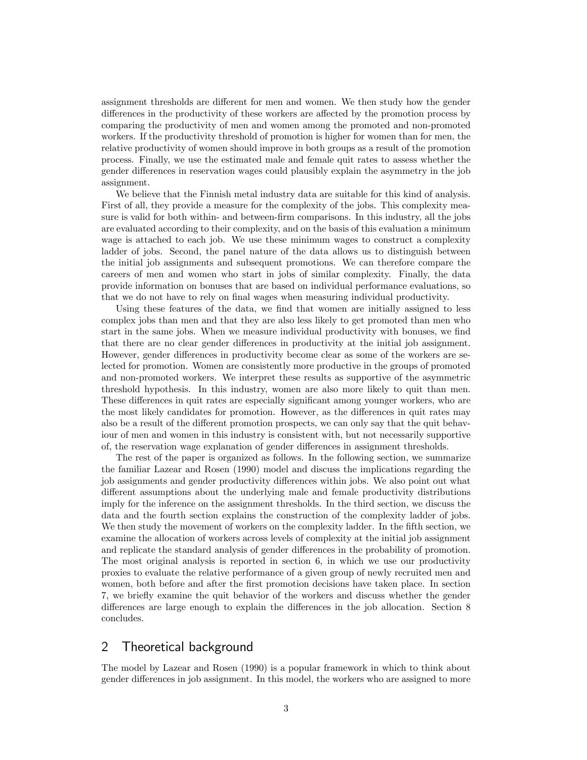assignment thresholds are different for men and women. We then study how the gender differences in the productivity of these workers are affected by the promotion process by comparing the productivity of men and women among the promoted and non-promoted workers. If the productivity threshold of promotion is higher for women than for men, the relative productivity of women should improve in both groups as a result of the promotion process. Finally, we use the estimated male and female quit rates to assess whether the gender differences in reservation wages could plausibly explain the asymmetry in the job assignment.

We believe that the Finnish metal industry data are suitable for this kind of analysis. First of all, they provide a measure for the complexity of the jobs. This complexity measure is valid for both within- and between-firm comparisons. In this industry, all the jobs are evaluated according to their complexity, and on the basis of this evaluation a minimum wage is attached to each job. We use these minimum wages to construct a complexity ladder of jobs. Second, the panel nature of the data allows us to distinguish between the initial job assignments and subsequent promotions. We can therefore compare the careers of men and women who start in jobs of similar complexity. Finally, the data provide information on bonuses that are based on individual performance evaluations, so that we do not have to rely on final wages when measuring individual productivity.

Using these features of the data, we find that women are initially assigned to less complex jobs than men and that they are also less likely to get promoted than men who start in the same jobs. When we measure individual productivity with bonuses, we find that there are no clear gender differences in productivity at the initial job assignment. However, gender differences in productivity become clear as some of the workers are selected for promotion. Women are consistently more productive in the groups of promoted and non-promoted workers. We interpret these results as supportive of the asymmetric threshold hypothesis. In this industry, women are also more likely to quit than men. These differences in quit rates are especially significant among younger workers, who are the most likely candidates for promotion. However, as the differences in quit rates may also be a result of the different promotion prospects, we can only say that the quit behaviour of men and women in this industry is consistent with, but not necessarily supportive of, the reservation wage explanation of gender differences in assignment thresholds.

The rest of the paper is organized as follows. In the following section, we summarize the familiar Lazear and Rosen (1990) model and discuss the implications regarding the job assignments and gender productivity differences within jobs. We also point out what different assumptions about the underlying male and female productivity distributions imply for the inference on the assignment thresholds. In the third section, we discuss the data and the fourth section explains the construction of the complexity ladder of jobs. We then study the movement of workers on the complexity ladder. In the fifth section, we examine the allocation of workers across levels of complexity at the initial job assignment and replicate the standard analysis of gender differences in the probability of promotion. The most original analysis is reported in section 6, in which we use our productivity proxies to evaluate the relative performance of a given group of newly recruited men and women, both before and after the first promotion decisions have taken place. In section 7, we briefly examine the quit behavior of the workers and discuss whether the gender differences are large enough to explain the differences in the job allocation. Section 8 concludes.

## 2 Theoretical background

The model by Lazear and Rosen (1990) is a popular framework in which to think about gender differences in job assignment. In this model, the workers who are assigned to more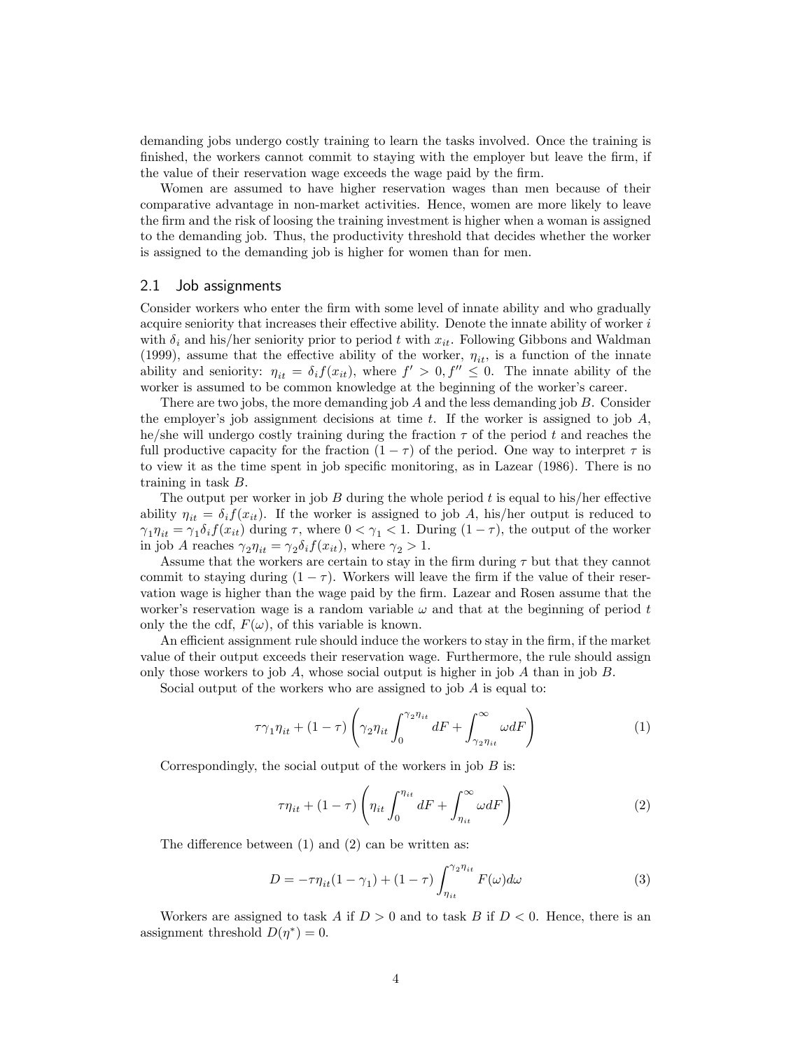demanding jobs undergo costly training to learn the tasks involved. Once the training is finished, the workers cannot commit to staying with the employer but leave the firm, if the value of their reservation wage exceeds the wage paid by the firm.

Women are assumed to have higher reservation wages than men because of their comparative advantage in non-market activities. Hence, women are more likely to leave the firm and the risk of loosing the training investment is higher when a woman is assigned to the demanding job. Thus, the productivity threshold that decides whether the worker is assigned to the demanding job is higher for women than for men.

## 2.1 Job assignments

Consider workers who enter the firm with some level of innate ability and who gradually acquire seniority that increases their effective ability. Denote the innate ability of worker $i$ with $\delta_i$ and his/her seniority prior to period $t$ with $x_{it}$. Following Gibbons and Waldman (1999), assume that the effective ability of the worker, $\eta_{it}$, is a function of the innate ability and seniority: $\eta_{it} = \delta_i f(x_{it})$, where $f' > 0, f'' \leq 0$. The innate ability of the worker is assumed to be common knowledge at the beginning of the worker's career.

There are two jobs, the more demanding job $A$ and the less demanding job $B$. Consider the employer's job assignment decisions at time $t$. If the worker is assigned to job $A$, he/she will undergo costly training during the fraction $\tau$ of the period $t$ and reaches the full productive capacity for the fraction $(1 - \tau)$ of the period. One way to interpret $\tau$ is to view it as the time spent in job specific monitoring, as in Lazear (1986). There is no training in task $B$.

The output per worker in job $B$ during the whole period $t$ is equal to his/her effective ability $\eta_{it} = \delta_i f(x_{it})$. If the worker is assigned to job $A$, his/her output is reduced to $\gamma_1 \eta_{it} = \gamma_1 \delta_i f(x_{it})$ during $\tau$, where $0 < \gamma_1 < 1$. During $(1 - \tau)$, the output of the worker in job $A$ reaches $\gamma_2 \eta_{it} = \gamma_2 \delta_i f(x_{it})$, where $\gamma_2 > 1$.

Assume that the workers are certain to stay in the firm during $\tau$ but that they cannot commit to staying during $(1 - \tau)$. Workers will leave the firm if the value of their reservation wage is higher than the wage paid by the firm. Lazear and Rosen assume that the worker's reservation wage is a random variable $\omega$ and that at the beginning of period $t$ only the the cdf, $F(\omega)$, of this variable is known.

An efficient assignment rule should induce the workers to stay in the firm, if the market value of their output exceeds their reservation wage. Furthermore, the rule should assign only those workers to job $A$, whose social output is higher in job $A$ than in job $B$.

Social output of the workers who are assigned to job $A$ is equal to:

$$\tau \gamma_1 \eta_{it} + (1 - \tau) \left( \gamma_2 \eta_{it} \int_0^{\gamma_2 \eta_{it}} dF + \int_{\gamma_2 \eta_{it}}^{\infty} \omega dF \right) \tag{1}$$

Correspondingly, the social output of the workers in job $B$ is:

$$\tau \eta_{it} + (1 - \tau) \left( \eta_{it} \int_0^{\eta_{it}} dF + \int_{\eta_{it}}^{\infty} \omega dF \right) \tag{2}$$

The difference between (1) and (2) can be written as:

$$D = -\tau \eta_{it} (1 - \gamma_1) + (1 - \tau) \int_{\eta_{it}}^{\gamma_2 \eta_{it}} F(\omega) d\omega \tag{3}$$

Workers are assigned to task $A$ if $D > 0$ and to task $B$ if $D < 0$. Hence, there is an assignment threshold $D(\eta^*) = 0$.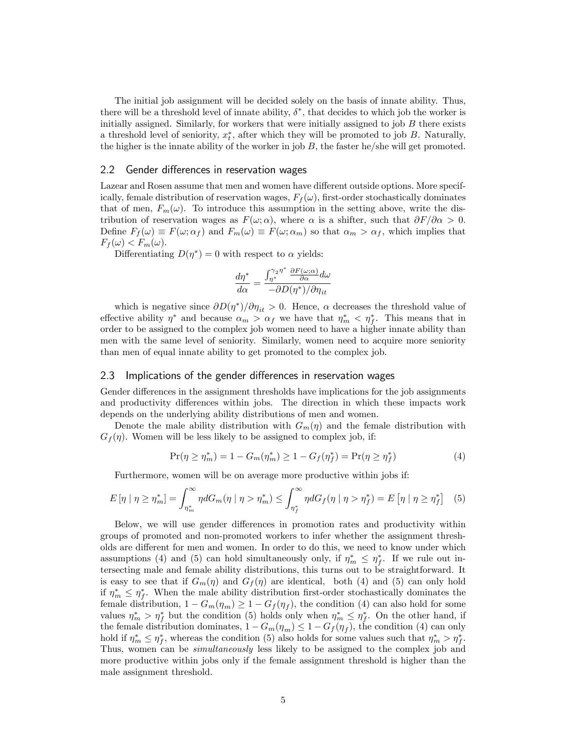The initial job assignment will be decided solely on the basis of innate ability. Thus, there will be a threshold level of innate ability, $\delta^*$, that decides to which job the worker is initially assigned. Similarly, for workers that were initially assigned to job $B$ there exists a threshold level of seniority, $x_t^*$, after which they will be promoted to job $B$. Naturally, the higher is the innate ability of the worker in job $B$, the faster he/she will get promoted.

## 2.2 Gender differences in reservation wages

Lazear and Rosen assume that men and women have different outside options. More specifically, female distribution of reservation wages, $F_f(\omega)$, first-order stochastically dominates that of men, $F_m(\omega)$. To introduce this assumption in the setting above, write the distribution of reservation wages as $F(\omega;\alpha)$, where $\alpha$ is a shifter, such that $\partial F/\partial\alpha > 0$. Define $F_f(\omega) \equiv F(\omega;\alpha_f)$ and $F_m(\omega) \equiv F(\omega;\alpha_m)$ so that $\alpha_m > \alpha_f$, which implies that $F_f(\omega) < F_m(\omega)$.

Differentiating $D(\eta^*) = 0$ with respect to $\alpha$ yields:

$$\frac{d\eta^*}{d\alpha} = \frac{\int_{\eta^*}^{\gamma_2\eta^*} \frac{\partial F(\omega;\alpha)}{\partial\alpha} d\omega}{-\partial D(\eta^*)/\partial\eta_{it}}$$

which is negative since $\partial D(\eta^*)/\partial\eta_{it} > 0$. Hence, $\alpha$ decreases the threshold value of effective ability $\eta^*$ and because $\alpha_m > \alpha_f$ we have that $\eta_m^* < \eta_f^*$. This means that in order to be assigned to the complex job women need to have a higher innate ability than men with the same level of seniority. Similarly, women need to acquire more seniority than men of equal innate ability to get promoted to the complex job.

## 2.3 Implications of the gender differences in reservation wages

Gender differences in the assignment thresholds have implications for the job assignments and productivity differences within jobs. The direction in which these impacts work depends on the underlying ability distributions of men and women.

Denote the male ability distribution with $G_m(\eta)$ and the female distribution with $G_f(\eta)$. Women will be less likely to be assigned to complex job, if:

$$\Pr(\eta \geq \eta_m^*) = 1 - G_m(\eta_m^*) \geq 1 - G_f(\eta_f^*) = \Pr(\eta \geq \eta_f^*) \tag{4}$$

Furthermore, women will be on average more productive within jobs if:

$$E\left[\eta \mid \eta \geq \eta_m^*\right] = \int_{\eta_m^*}^{\infty} \eta dG_m(\eta \mid \eta > \eta_m^*) \leq \int_{\eta_f^*}^{\infty} \eta dG_f(\eta \mid \eta > \eta_f^*) = E\left[\eta \mid \eta \geq \eta_f^*\right] \tag{5}$$

Below, we will use gender differences in promotion rates and productivity within groups of promoted and non-promoted workers to infer whether the assignment thresholds are different for men and women. In order to do this, we need to know under which assumptions (4) and (5) can hold simultaneously only, if $\eta_m^* \leq \eta_f^*$. If we rule out intersecting male and female ability distributions, this turns out to be straightforward. It is easy to see that if $G_m(\eta)$ and $G_f(\eta)$ are identical, both (4) and (5) can only hold if $\eta_m^* \leq \eta_f^*$. When the male ability distribution first-order stochastically dominates the female distribution, $1 - G_m(\eta_m) \geq 1 - G_f(\eta_f)$, the condition (4) can also hold for some values $\eta_m^* > \eta_f^*$ but the condition (5) holds only when $\eta_m^* \leq \eta_f^*$. On the other hand, if the female distribution dominates, $1 - G_m(\eta_m) \leq 1 - G_f(\eta_f)$, the condition (4) can only hold if $\eta_m^* \leq \eta_f^*$, whereas the condition (5) also holds for some values such that $\eta_m^* > \eta_f^*$. Thus, women can be *simultaneously* less likely to be assigned to the complex job and more productive within jobs only if the female assignment threshold is higher than the male assignment threshold.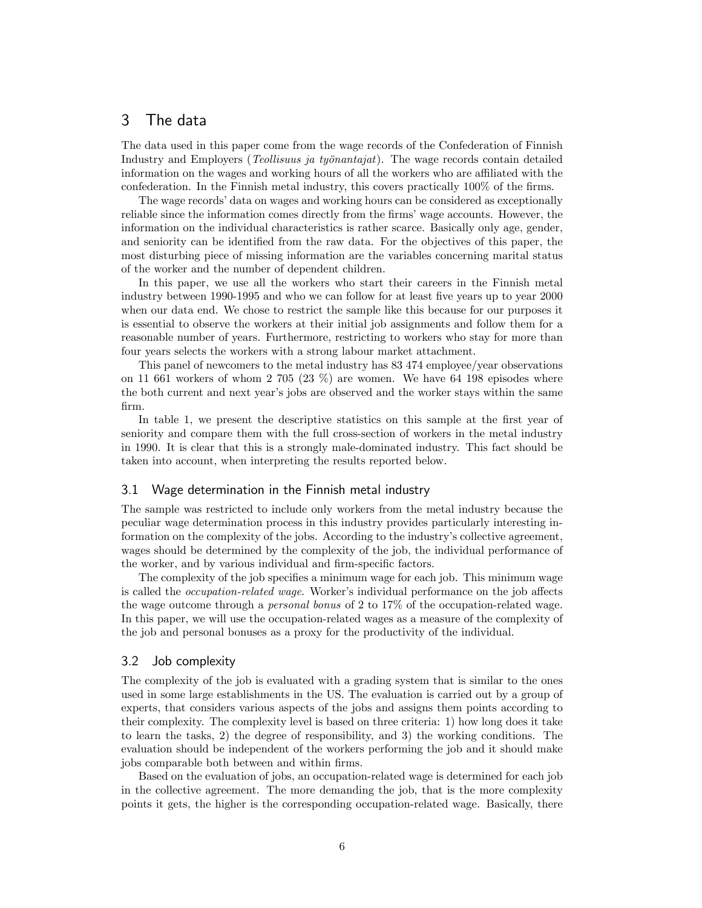## 3 The data

The data used in this paper come from the wage records of the Confederation of Finnish Industry and Employers (*Teollisuus ja työnantajat*). The wage records contain detailed information on the wages and working hours of all the workers who are affiliated with the confederation. In the Finnish metal industry, this covers practically 100% of the firms.

The wage records' data on wages and working hours can be considered as exceptionally reliable since the information comes directly from the firms' wage accounts. However, the information on the individual characteristics is rather scarce. Basically only age, gender, and seniority can be identified from the raw data. For the objectives of this paper, the most disturbing piece of missing information are the variables concerning marital status of the worker and the number of dependent children.

In this paper, we use all the workers who start their careers in the Finnish metal industry between 1990-1995 and who we can follow for at least five years up to year 2000 when our data end. We chose to restrict the sample like this because for our purposes it is essential to observe the workers at their initial job assignments and follow them for a reasonable number of years. Furthermore, restricting to workers who stay for more than four years selects the workers with a strong labour market attachment.

This panel of newcomers to the metal industry has 83 474 employee/year observations on 11 661 workers of whom 2 705 (23 %) are women. We have 64 198 episodes where the both current and next year's jobs are observed and the worker stays within the same firm.

In table 1, we present the descriptive statistics on this sample at the first year of seniority and compare them with the full cross-section of workers in the metal industry in 1990. It is clear that this is a strongly male-dominated industry. This fact should be taken into account, when interpreting the results reported below.

### 3.1 Wage determination in the Finnish metal industry

The sample was restricted to include only workers from the metal industry because the peculiar wage determination process in this industry provides particularly interesting information on the complexity of the jobs. According to the industry's collective agreement, wages should be determined by the complexity of the job, the individual performance of the worker, and by various individual and firm-specific factors.

The complexity of the job specifies a minimum wage for each job. This minimum wage is called the *occupation-related wage.* Worker's individual performance on the job affects the wage outcome through a *personal bonus* of 2 to 17% of the occupation-related wage. In this paper, we will use the occupation-related wages as a measure of the complexity of the job and personal bonuses as a proxy for the productivity of the individual.

### 3.2 Job complexity

The complexity of the job is evaluated with a grading system that is similar to the ones used in some large establishments in the US. The evaluation is carried out by a group of experts, that considers various aspects of the jobs and assigns them points according to their complexity. The complexity level is based on three criteria: 1) how long does it take to learn the tasks, 2) the degree of responsibility, and 3) the working conditions. The evaluation should be independent of the workers performing the job and it should make jobs comparable both between and within firms.

Based on the evaluation of jobs, an occupation-related wage is determined for each job in the collective agreement. The more demanding the job, that is the more complexity points it gets, the higher is the corresponding occupation-related wage. Basically, there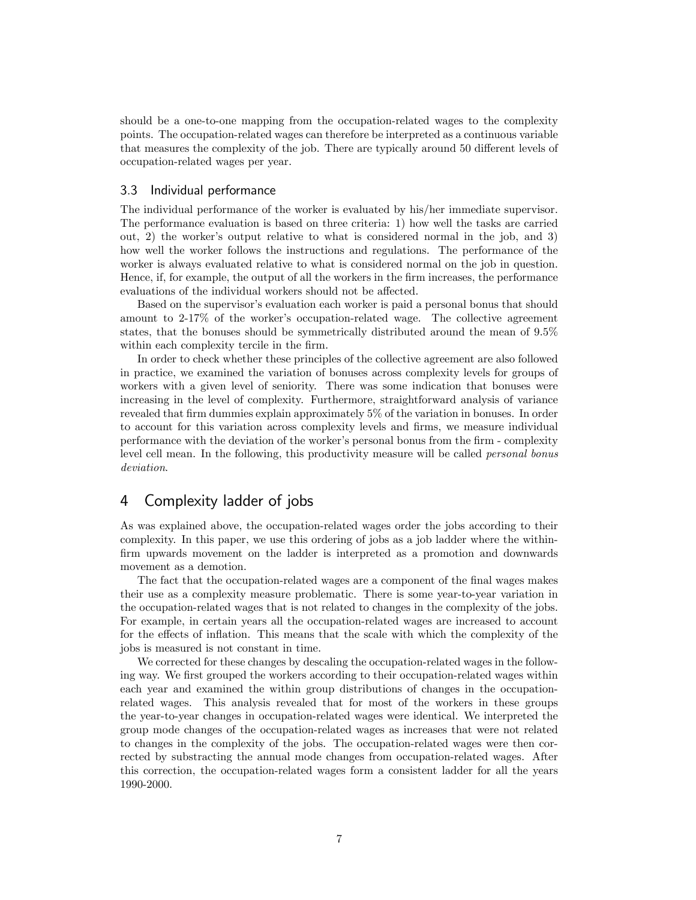should be a one-to-one mapping from the occupation-related wages to the complexity points. The occupation-related wages can therefore be interpreted as a continuous variable that measures the complexity of the job. There are typically around 50 different levels of occupation-related wages per year.

### 3.3 Individual performance

The individual performance of the worker is evaluated by his/her immediate supervisor. The performance evaluation is based on three criteria: 1) how well the tasks are carried out, 2) the worker's output relative to what is considered normal in the job, and 3) how well the worker follows the instructions and regulations. The performance of the worker is always evaluated relative to what is considered normal on the job in question. Hence, if, for example, the output of all the workers in the firm increases, the performance evaluations of the individual workers should not be affected.

Based on the supervisor's evaluation each worker is paid a personal bonus that should amount to 2-17% of the worker's occupation-related wage. The collective agreement states, that the bonuses should be symmetrically distributed around the mean of 9.5% within each complexity tercile in the firm.

In order to check whether these principles of the collective agreement are also followed in practice, we examined the variation of bonuses across complexity levels for groups of workers with a given level of seniority. There was some indication that bonuses were increasing in the level of complexity. Furthermore, straightforward analysis of variance revealed that firm dummies explain approximately 5% of the variation in bonuses. In order to account for this variation across complexity levels and firms, we measure individual performance with the deviation of the worker's personal bonus from the firm - complexity level cell mean. In the following, this productivity measure will be called *personal bonus deviation*.

## 4 Complexity ladder of jobs

As was explained above, the occupation-related wages order the jobs according to their complexity. In this paper, we use this ordering of jobs as a job ladder where the within-firm upwards movement on the ladder is interpreted as a promotion and downwards movement as a demotion.

The fact that the occupation-related wages are a component of the final wages makes their use as a complexity measure problematic. There is some year-to-year variation in the occupation-related wages that is not related to changes in the complexity of the jobs. For example, in certain years all the occupation-related wages are increased to account for the effects of inflation. This means that the scale with which the complexity of the jobs is measured is not constant in time.

We corrected for these changes by descaling the occupation-related wages in the following way. We first grouped the workers according to their occupation-related wages within each year and examined the within group distributions of changes in the occupation-related wages. This analysis revealed that for most of the workers in these groups the year-to-year changes in occupation-related wages were identical. We interpreted the group mode changes of the occupation-related wages as increases that were not related to changes in the complexity of the jobs. The occupation-related wages were then corrected by substracting the annual mode changes from occupation-related wages. After this correction, the occupation-related wages form a consistent ladder for all the years 1990-2000.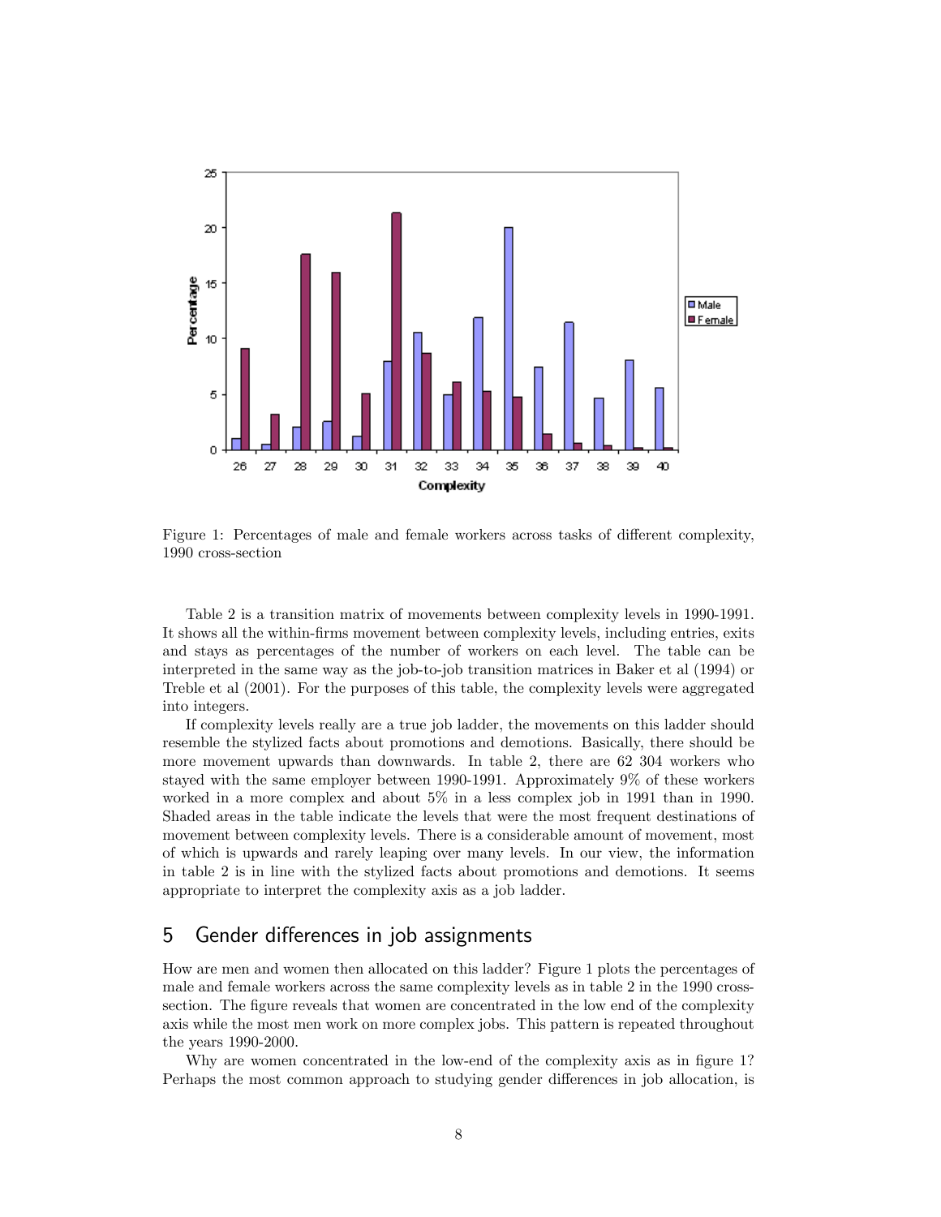Figure 1: Percentages of male and female workers across tasks of different complexity, 1990 cross-section

Table 2 is a transition matrix of movements between complexity levels in 1990-1991. It shows all the within-firms movement between complexity levels, including entries, exits and stays as percentages of the number of workers on each level. The table can be interpreted in the same way as the job-to-job transition matrices in Baker et al (1994) or Treble et al (2001). For the purposes of this table, the complexity levels were aggregated into integers.

If complexity levels really are a true job ladder, the movements on this ladder should resemble the stylized facts about promotions and demotions. Basically, there should be more movement upwards than downwards. In table 2, there are 62 304 workers who stayed with the same employer between 1990-1991. Approximately 9% of these workers worked in a more complex and about 5% in a less complex job in 1991 than in 1990. Shaded areas in the table indicate the levels that were the most frequent destinations of movement between complexity levels. There is a considerable amount of movement, most of which is upwards and rarely leaping over many levels. In our view, the information in table 2 is in line with the stylized facts about promotions and demotions. It seems appropriate to interpret the complexity axis as a job ladder.

## 5 Gender differences in job assignments

How are men and women then allocated on this ladder? Figure 1 plots the percentages of male and female workers across the same complexity levels as in table 2 in the 1990 cross-section. The figure reveals that women are concentrated in the low end of the complexity axis while the most men work on more complex jobs. This pattern is repeated throughout the years 1990-2000.

Why are women concentrated in the low-end of the complexity axis as in figure 1? Perhaps the most common approach to studying gender differences in job allocation, is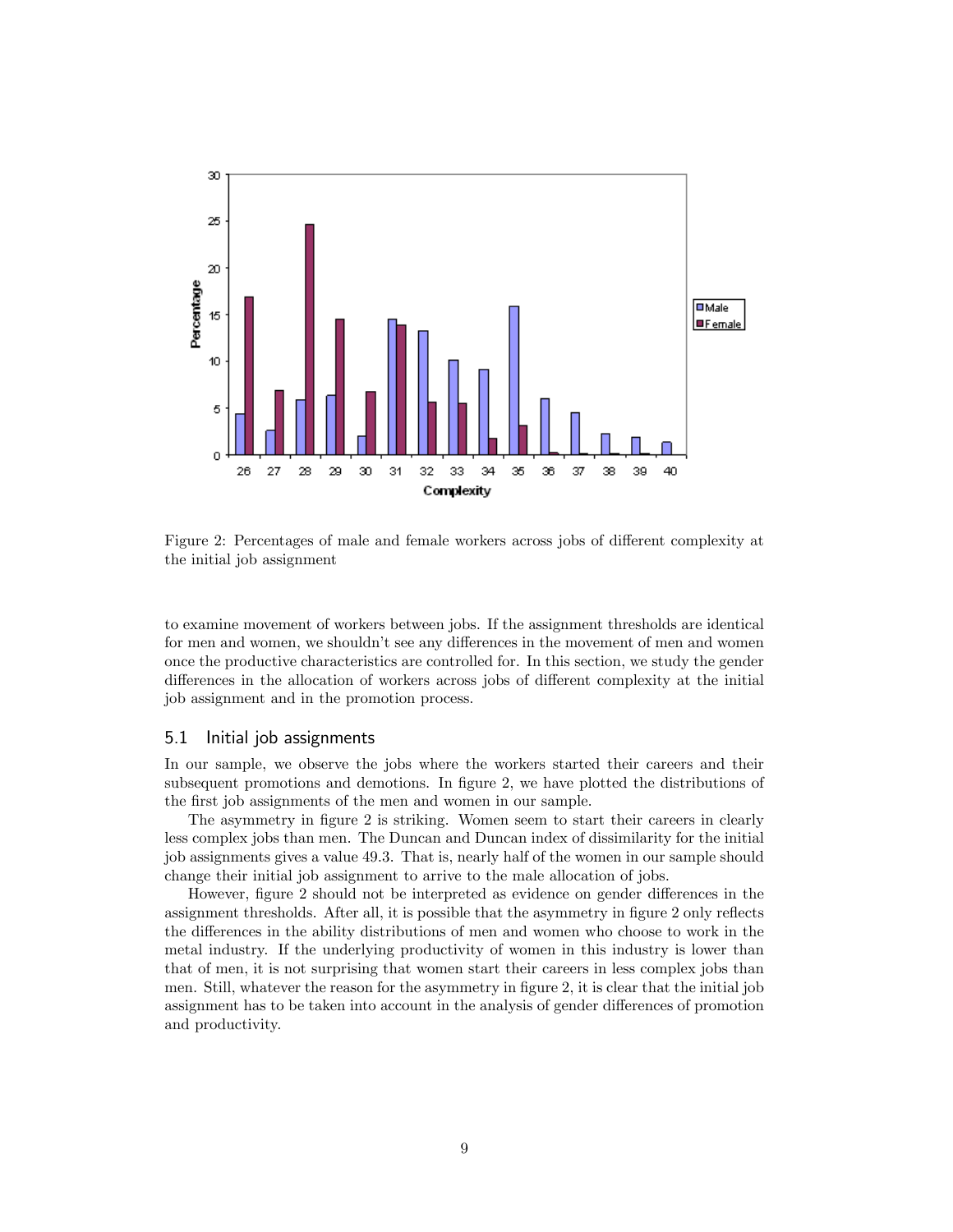Figure 2: Percentages of male and female workers across jobs of different complexity at the initial job assignment

to examine movement of workers between jobs. If the assignment thresholds are identical for men and women, we shouldn't see any differences in the movement of men and women once the productive characteristics are controlled for. In this section, we study the gender differences in the allocation of workers across jobs of different complexity at the initial job assignment and in the promotion process.

## 5.1 Initial job assignments

In our sample, we observe the jobs where the workers started their careers and their subsequent promotions and demotions. In figure 2, we have plotted the distributions of the first job assignments of the men and women in our sample.

The asymmetry in figure 2 is striking. Women seem to start their careers in clearly less complex jobs than men. The Duncan and Duncan index of dissimilarity for the initial job assignments gives a value 49.3. That is, nearly half of the women in our sample should change their initial job assignment to arrive to the male allocation of jobs.

However, figure 2 should not be interpreted as evidence on gender differences in the assignment thresholds. After all, it is possible that the asymmetry in figure 2 only reflects the differences in the ability distributions of men and women who choose to work in the metal industry. If the underlying productivity of women in this industry is lower than that of men, it is not surprising that women start their careers in less complex jobs than men. Still, whatever the reason for the asymmetry in figure 2, it is clear that the initial job assignment has to be taken into account in the analysis of gender differences of promotion and productivity.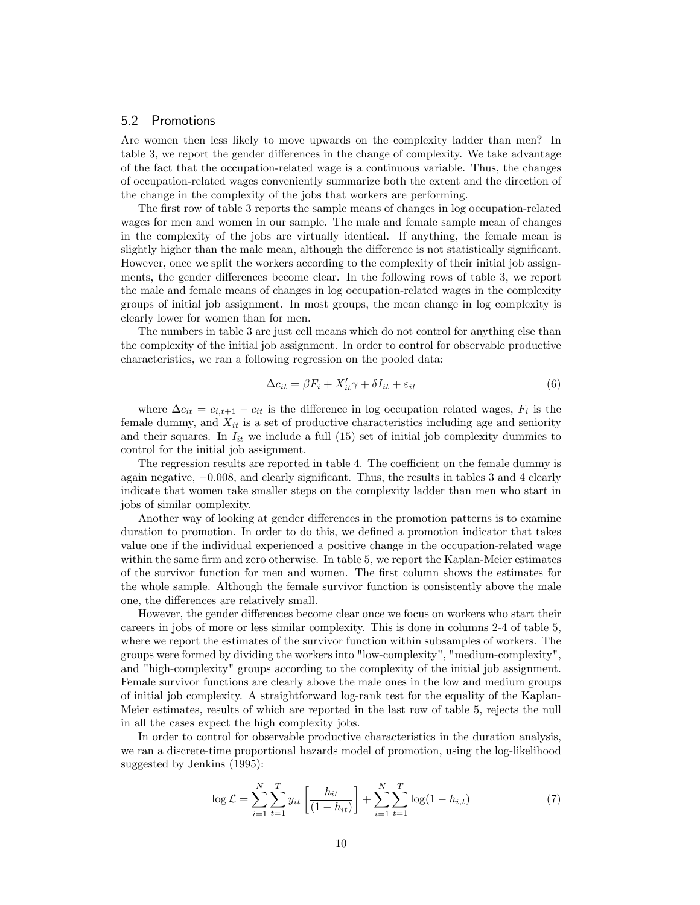### 5.2 Promotions

Are women then less likely to move upwards on the complexity ladder than men? In table 3, we report the gender differences in the change of complexity. We take advantage of the fact that the occupation-related wage is a continuous variable. Thus, the changes of occupation-related wages conveniently summarize both the extent and the direction of the change in the complexity of the jobs that workers are performing.

The first row of table 3 reports the sample means of changes in log occupation-related wages for men and women in our sample. The male and female sample mean of changes in the complexity of the jobs are virtually identical. If anything, the female mean is slightly higher than the male mean, although the difference is not statistically significant. However, once we split the workers according to the complexity of their initial job assignments, the gender differences become clear. In the following rows of table 3, we report the male and female means of changes in log occupation-related wages in the complexity groups of initial job assignment. In most groups, the mean change in log complexity is clearly lower for women than for men.

The numbers in table 3 are just cell means which do not control for anything else than the complexity of the initial job assignment. In order to control for observable productive characteristics, we ran a following regression on the pooled data:

$$\Delta c_{it} = \beta F_i + X_{it}'\gamma + \delta I_{it} + \varepsilon_{it} \tag{6}$$

where $\Delta c_{it} = c_{i,t+1} - c_{it}$ is the difference in log occupation related wages, $F_i$ is the female dummy, and $X_{it}$ is a set of productive characteristics including age and seniority and their squares. In $I_{it}$ we include a full (15) set of initial job complexity dummies to control for the initial job assignment.

The regression results are reported in table 4. The coefficient on the female dummy is again negative, $-0.008$, and clearly significant. Thus, the results in tables 3 and 4 clearly indicate that women take smaller steps on the complexity ladder than men who start in jobs of similar complexity.

Another way of looking at gender differences in the promotion patterns is to examine duration to promotion. In order to do this, we defined a promotion indicator that takes value one if the individual experienced a positive change in the occupation-related wage within the same firm and zero otherwise. In table 5, we report the Kaplan-Meier estimates of the survivor function for men and women. The first column shows the estimates for the whole sample. Although the female survivor function is consistently above the male one, the differences are relatively small.

However, the gender differences become clear once we focus on workers who start their careers in jobs of more or less similar complexity. This is done in columns 2-4 of table 5, where we report the estimates of the survivor function within subsamples of workers. The groups were formed by dividing the workers into "low-complexity", "medium-complexity", and "high-complexity" groups according to the complexity of the initial job assignment. Female survivor functions are clearly above the male ones in the low and medium groups of initial job complexity. A straightforward log-rank test for the equality of the Kaplan-Meier estimates, results of which are reported in the last row of table 5, rejects the null in all the cases expect the high complexity jobs.

In order to control for observable productive characteristics in the duration analysis, we ran a discrete-time proportional hazards model of promotion, using the log-likelihood suggested by Jenkins (1995):

$$\log \mathcal{L} = \sum_{i=1}^{N} \sum_{t=1}^{T} y_{it} \left[ \frac{h_{it}}{(1 - h_{it})} \right] + \sum_{i=1}^{N} \sum_{t=1}^{T} \log(1 - h_{i,t}) \tag{7}$$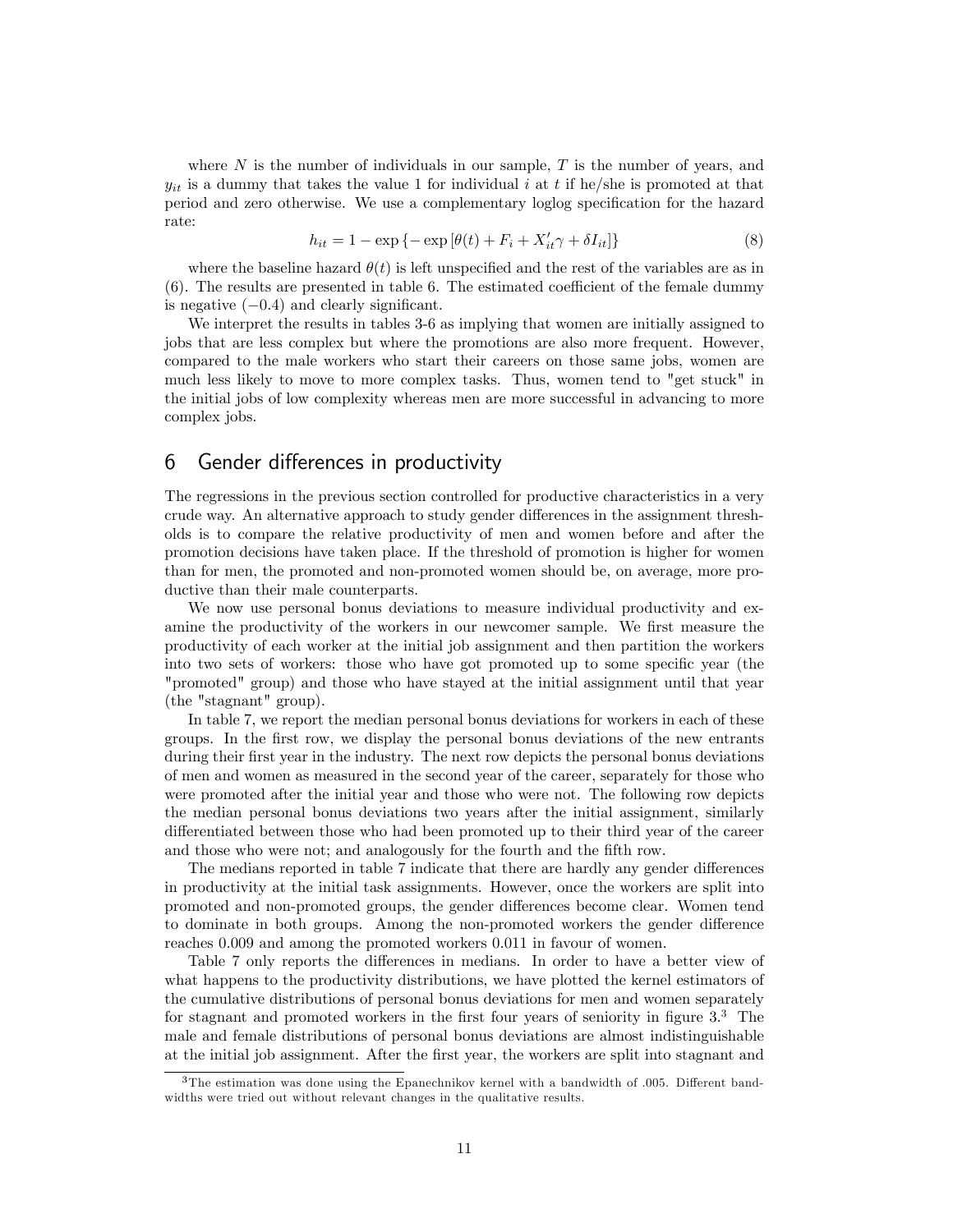where $N$ is the number of individuals in our sample, $T$ is the number of years, and $y_{it}$ is a dummy that takes the value 1 for individual $i$ at $t$ if he/she is promoted at that period and zero otherwise. We use a complementary loglog specification for the hazard rate:

$$h_{it} = 1 - \exp\{-\exp[\theta(t) + F_i + X_{it}'\gamma + \delta I_{it}]\} \tag{8}$$

where the baseline hazard $\theta(t)$ is left unspecified and the rest of the variables are as in (6). The results are presented in table 6. The estimated coefficient of the female dummy is negative ($-0.4$) and clearly significant.

We interpret the results in tables 3-6 as implying that women are initially assigned to jobs that are less complex but where the promotions are also more frequent. However, compared to the male workers who start their careers on those same jobs, women are much less likely to move to more complex tasks. Thus, women tend to "get stuck" in the initial jobs of low complexity whereas men are more successful in advancing to more complex jobs.

## 6 Gender differences in productivity

The regressions in the previous section controlled for productive characteristics in a very crude way. An alternative approach to study gender differences in the assignment thresholds is to compare the relative productivity of men and women before and after the promotion decisions have taken place. If the threshold of promotion is higher for women than for men, the promoted and non-promoted women should be, on average, more productive than their male counterparts.

We now use personal bonus deviations to measure individual productivity and examine the productivity of the workers in our newcomer sample. We first measure the productivity of each worker at the initial job assignment and then partition the workers into two sets of workers: those who have got promoted up to some specific year (the "promoted" group) and those who have stayed at the initial assignment until that year (the "stagnant" group).

In table 7, we report the median personal bonus deviations for workers in each of these groups. In the first row, we display the personal bonus deviations of the new entrants during their first year in the industry. The next row depicts the personal bonus deviations of men and women as measured in the second year of the career, separately for those who were promoted after the initial year and those who were not. The following row depicts the median personal bonus deviations two years after the initial assignment, similarly differentiated between those who had been promoted up to their third year of the career and those who were not; and analogously for the fourth and the fifth row.

The medians reported in table 7 indicate that there are hardly any gender differences in productivity at the initial task assignments. However, once the workers are split into promoted and non-promoted groups, the gender differences become clear. Women tend to dominate in both groups. Among the non-promoted workers the gender difference reaches 0.009 and among the promoted workers 0.011 in favour of women.

Table 7 only reports the differences in medians. In order to have a better view of what happens to the productivity distributions, we have plotted the kernel estimators of the cumulative distributions of personal bonus deviations for men and women separately for stagnant and promoted workers in the first four years of seniority in figure 3.[3] The male and female distributions of personal bonus deviations are almost indistinguishable at the initial job assignment. After the first year, the workers are split into stagnant and

[3] The estimation was done using the Epanechnikov kernel with a bandwidth of .005. Different bandwidths were tried out without relevant changes in the qualitative results.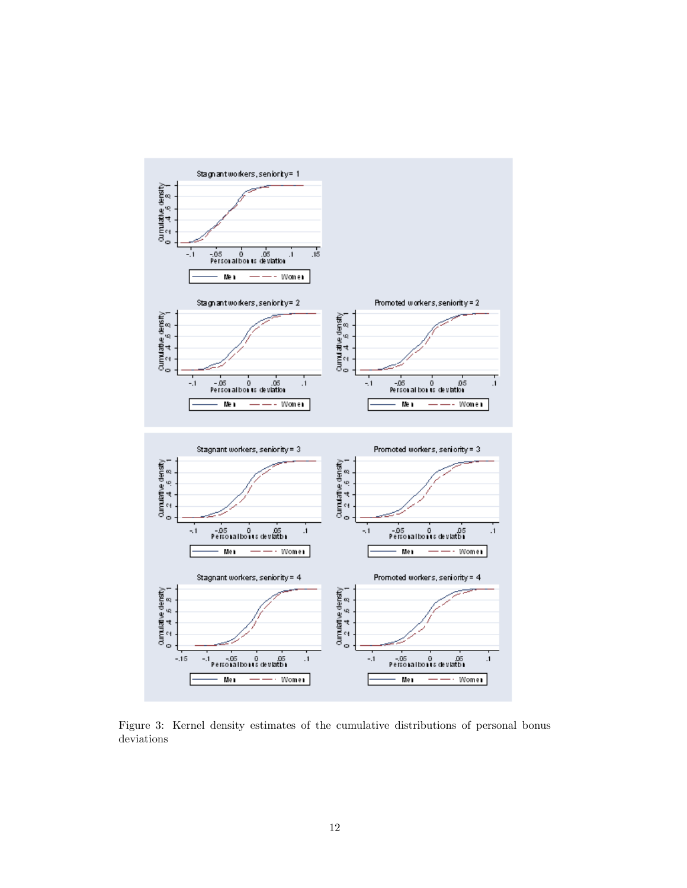Figure 3: Kernel density estimates of the cumulative distributions of personal bonus deviations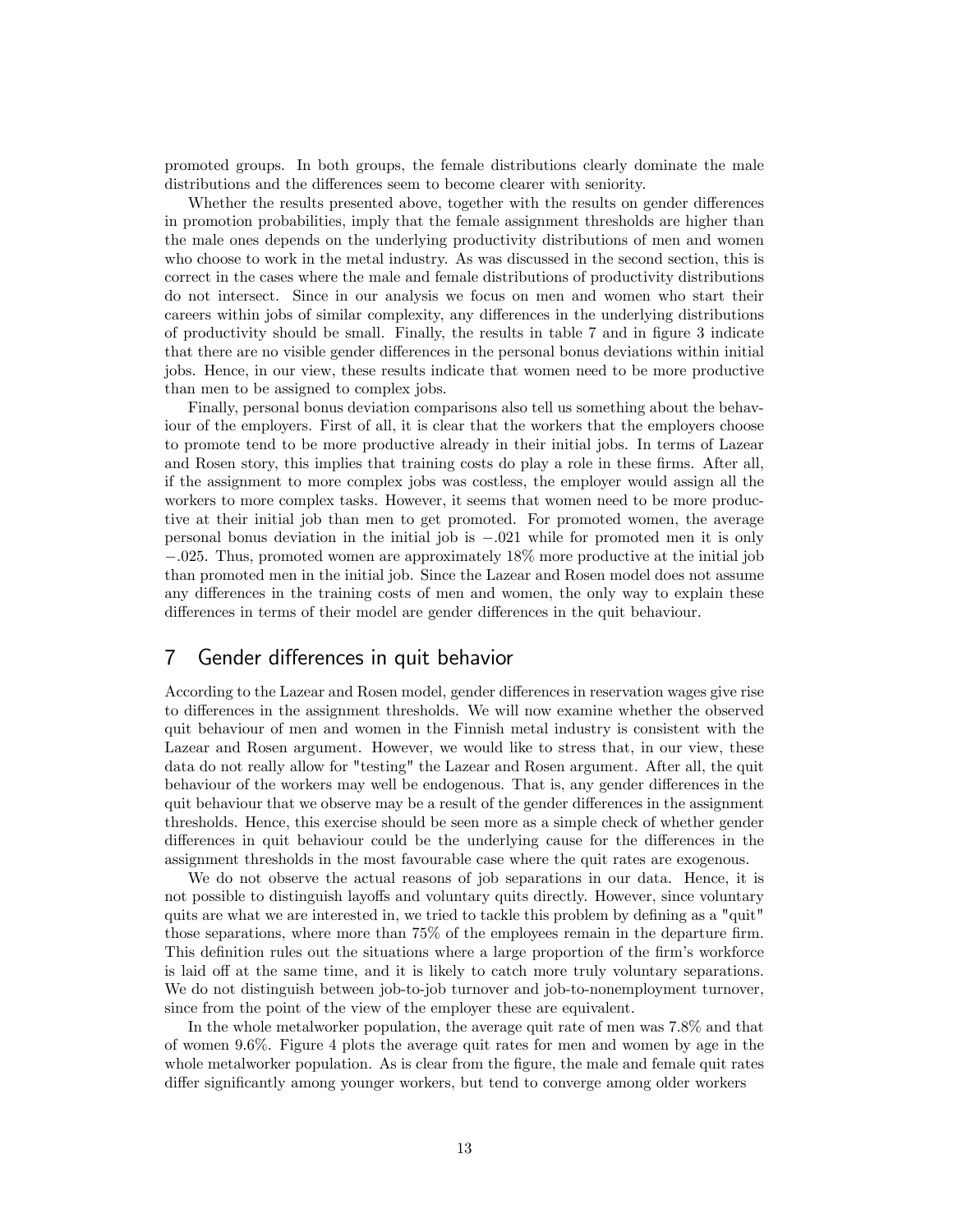promoted groups. In both groups, the female distributions clearly dominate the male distributions and the differences seem to become clearer with seniority.

Whether the results presented above, together with the results on gender differences in promotion probabilities, imply that the female assignment thresholds are higher than the male ones depends on the underlying productivity distributions of men and women who choose to work in the metal industry. As was discussed in the second section, this is correct in the cases where the male and female distributions of productivity distributions do not intersect. Since in our analysis we focus on men and women who start their careers within jobs of similar complexity, any differences in the underlying distributions of productivity should be small. Finally, the results in table 7 and in figure 3 indicate that there are no visible gender differences in the personal bonus deviations within initial jobs. Hence, in our view, these results indicate that women need to be more productive than men to be assigned to complex jobs.

Finally, personal bonus deviation comparisons also tell us something about the behaviour of the employers. First of all, it is clear that the workers that the employers choose to promote tend to be more productive already in their initial jobs. In terms of Lazear and Rosen story, this implies that training costs do play a role in these firms. After all, if the assignment to more complex jobs was costless, the employer would assign all the workers to more complex tasks. However, it seems that women need to be more productive at their initial job than men to get promoted. For promoted women, the average personal bonus deviation in the initial job is $-.021$ while for promoted men it is only $-.025$. Thus, promoted women are approximately 18% more productive at the initial job than promoted men in the initial job. Since the Lazear and Rosen model does not assume any differences in the training costs of men and women, the only way to explain these differences in terms of their model are gender differences in the quit behaviour.

## 7 Gender differences in quit behavior

According to the Lazear and Rosen model, gender differences in reservation wages give rise to differences in the assignment thresholds. We will now examine whether the observed quit behaviour of men and women in the Finnish metal industry is consistent with the Lazear and Rosen argument. However, we would like to stress that, in our view, these data do not really allow for "testing" the Lazear and Rosen argument. After all, the quit behaviour of the workers may well be endogenous. That is, any gender differences in the quit behaviour that we observe may be a result of the gender differences in the assignment thresholds. Hence, this exercise should be seen more as a simple check of whether gender differences in quit behaviour could be the underlying cause for the differences in the assignment thresholds in the most favourable case where the quit rates are exogenous.

We do not observe the actual reasons of job separations in our data. Hence, it is not possible to distinguish layoffs and voluntary quits directly. However, since voluntary quits are what we are interested in, we tried to tackle this problem by defining as a "quit" those separations, where more than 75% of the employees remain in the departure firm. This definition rules out the situations where a large proportion of the firm's workforce is laid off at the same time, and it is likely to catch more truly voluntary separations. We do not distinguish between job-to-job turnover and job-to-nonemployment turnover, since from the point of the view of the employer these are equivalent.

In the whole metalworker population, the average quit rate of men was 7.8% and that of women 9.6%. Figure 4 plots the average quit rates for men and women by age in the whole metalworker population. As is clear from the figure, the male and female quit rates differ significantly among younger workers, but tend to converge among older workers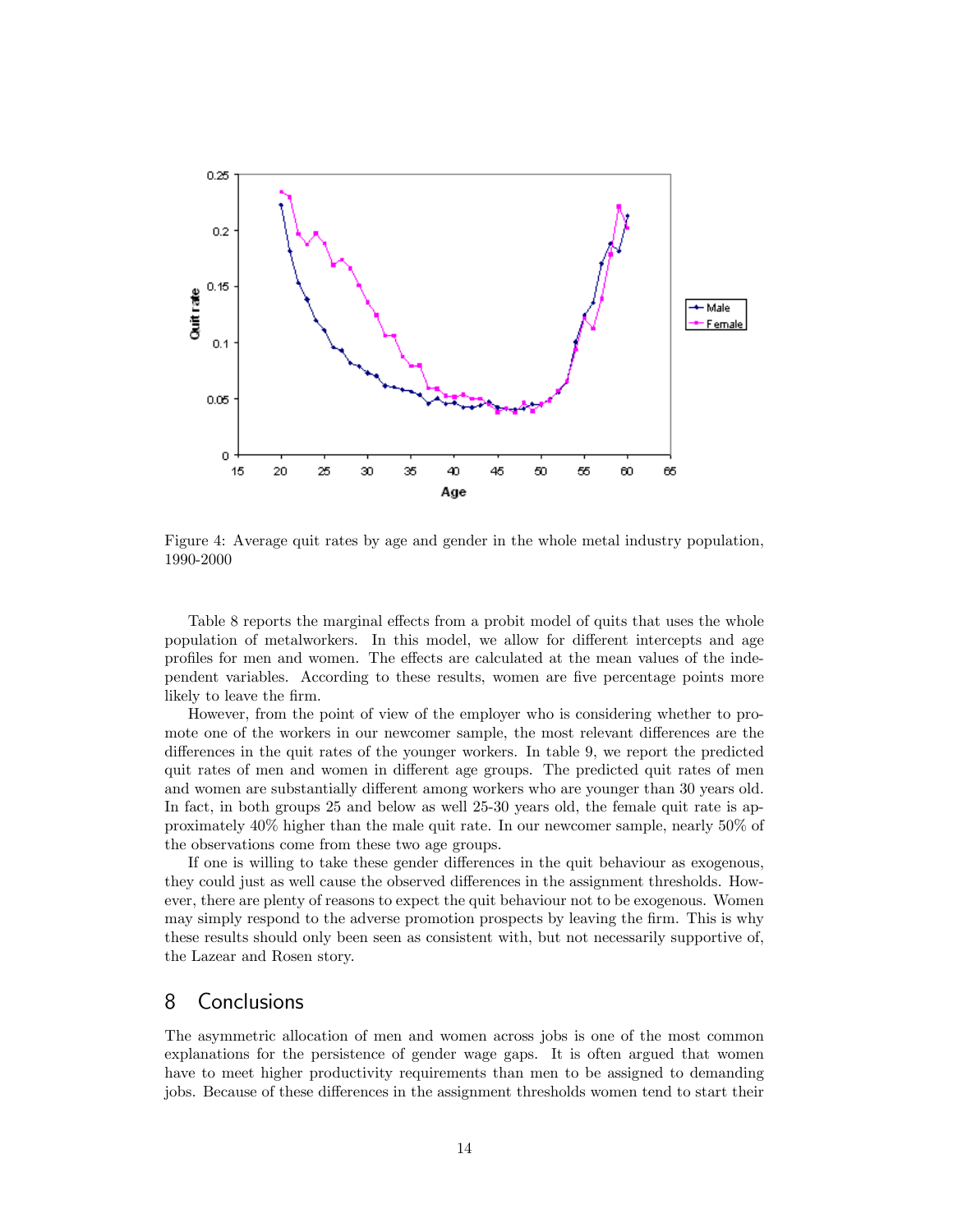Figure 4: Average quit rates by age and gender in the whole metal industry population, 1990-2000

Table 8 reports the marginal effects from a probit model of quits that uses the whole population of metalworkers. In this model, we allow for different intercepts and age profiles for men and women. The effects are calculated at the mean values of the independent variables. According to these results, women are five percentage points more likely to leave the firm.

However, from the point of view of the employer who is considering whether to promote one of the workers in our newcomer sample, the most relevant differences are the differences in the quit rates of the younger workers. In table 9, we report the predicted quit rates of men and women in different age groups. The predicted quit rates of men and women are substantially different among workers who are younger than 30 years old. In fact, in both groups 25 and below as well 25-30 years old, the female quit rate is approximately 40% higher than the male quit rate. In our newcomer sample, nearly 50% of the observations come from these two age groups.

If one is willing to take these gender differences in the quit behaviour as exogenous, they could just as well cause the observed differences in the assignment thresholds. However, there are plenty of reasons to expect the quit behaviour not to be exogenous. Women may simply respond to the adverse promotion prospects by leaving the firm. This is why these results should only been seen as consistent with, but not necessarily supportive of, the Lazear and Rosen story.

# 8 Conclusions

The asymmetric allocation of men and women across jobs is one of the most common explanations for the persistence of gender wage gaps. It is often argued that women have to meet higher productivity requirements than men to be assigned to demanding jobs. Because of these differences in the assignment thresholds women tend to start their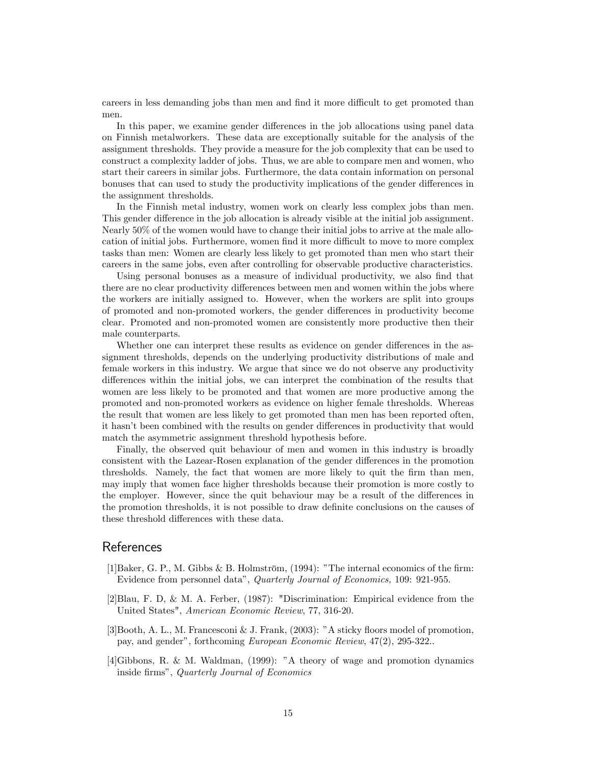careers in less demanding jobs than men and find it more difficult to get promoted than men.

In this paper, we examine gender differences in the job allocations using panel data on Finnish metalworkers. These data are exceptionally suitable for the analysis of the assignment thresholds. They provide a measure for the job complexity that can be used to construct a complexity ladder of jobs. Thus, we are able to compare men and women, who start their careers in similar jobs. Furthermore, the data contain information on personal bonuses that can used to study the productivity implications of the gender differences in the assignment thresholds.

In the Finnish metal industry, women work on clearly less complex jobs than men. This gender difference in the job allocation is already visible at the initial job assignment. Nearly 50% of the women would have to change their initial jobs to arrive at the male allocation of initial jobs. Furthermore, women find it more difficult to move to more complex tasks than men: Women are clearly less likely to get promoted than men who start their careers in the same jobs, even after controlling for observable productive characteristics.

Using personal bonuses as a measure of individual productivity, we also find that there are no clear productivity differences between men and women within the jobs where the workers are initially assigned to. However, when the workers are split into groups of promoted and non-promoted workers, the gender differences in productivity become clear. Promoted and non-promoted women are consistently more productive then their male counterparts.

Whether one can interpret these results as evidence on gender differences in the assignment thresholds, depends on the underlying productivity distributions of male and female workers in this industry. We argue that since we do not observe any productivity differences within the initial jobs, we can interpret the combination of the results that women are less likely to be promoted and that women are more productive among the promoted and non-promoted workers as evidence on higher female thresholds. Whereas the result that women are less likely to get promoted than men has been reported often, it hasn't been combined with the results on gender differences in productivity that would match the asymmetric assignment threshold hypothesis before.

Finally, the observed quit behaviour of men and women in this industry is broadly consistent with the Lazear-Rosen explanation of the gender differences in the promotion thresholds. Namely, the fact that women are more likely to quit the firm than men, may imply that women face higher thresholds because their promotion is more costly to the employer. However, since the quit behaviour may be a result of the differences in the promotion thresholds, it is not possible to draw definite conclusions on the causes of these threshold differences with these data.

# References

[1]Baker, G. P., M. Gibbs & B. Holmström, (1994): "The internal economics of the firm: Evidence from personnel data", *Quarterly Journal of Economics,* 109: 921-955.

[2]Blau, F. D, & M. A. Ferber, (1987): "Discrimination: Empirical evidence from the United States", *American Economic Review*, 77, 316-20.

[3]Booth, A. L., M. Francesconi & J. Frank, (2003): "A sticky floors model of promotion, pay, and gender", forthcoming *European Economic Review*, 47(2), 295-322..

[4]Gibbons, R. & M. Waldman, (1999): "A theory of wage and promotion dynamics inside firms", *Quarterly Journal of Economics*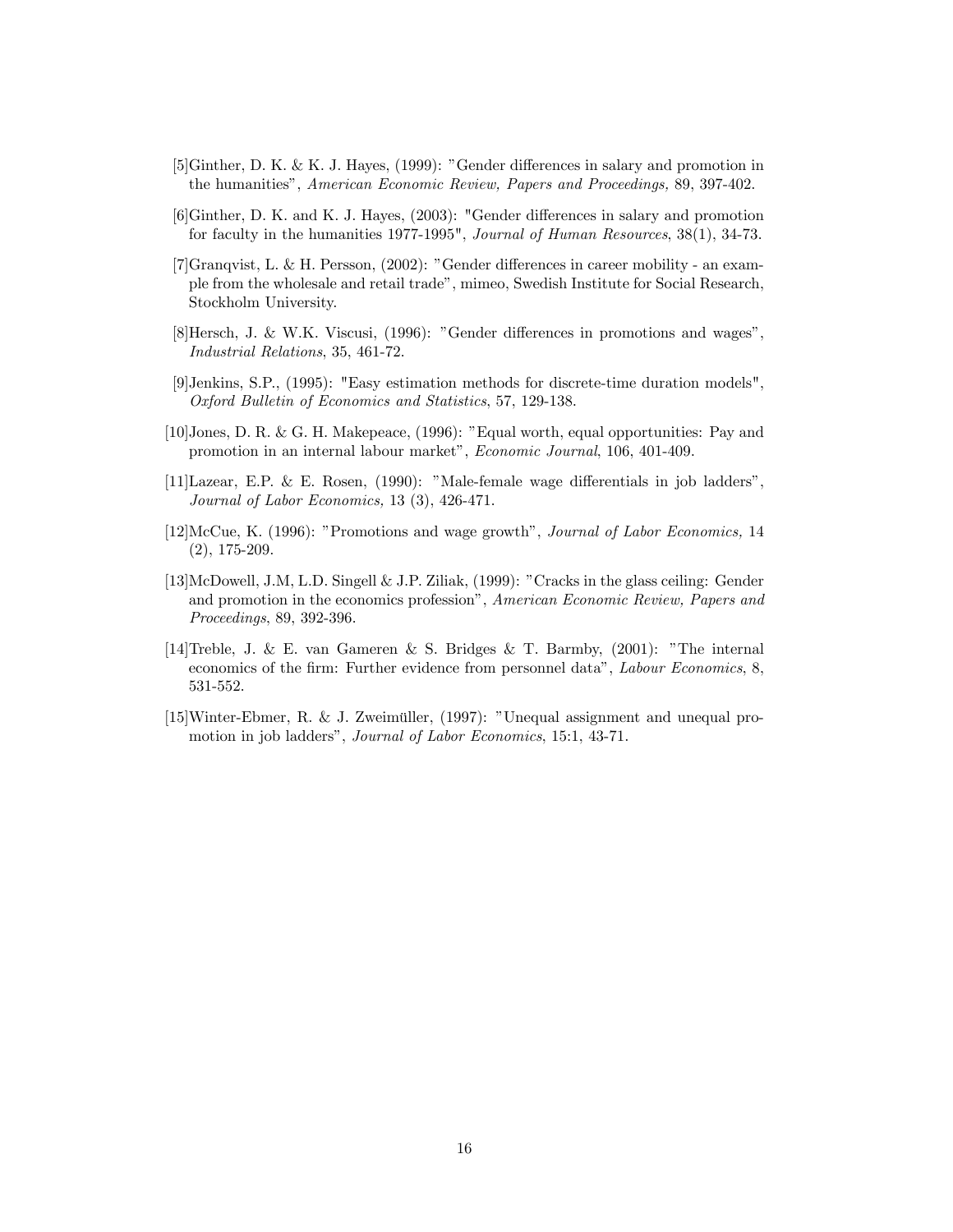[5] Ginther, D. K. & K. J. Hayes, (1999): "Gender differences in salary and promotion in the humanities", *American Economic Review, Papers and Proceedings,* 89, 397-402.

[6] Ginther, D. K. and K. J. Hayes, (2003): "Gender differences in salary and promotion for faculty in the humanities 1977-1995", *Journal of Human Resources*, 38(1), 34-73.

[7] Granqvist, L. & H. Persson, (2002): "Gender differences in career mobility - an example from the wholesale and retail trade", mimeo, Swedish Institute for Social Research, Stockholm University.

[8] Hersch, J. & W.K. Viscusi, (1996): "Gender differences in promotions and wages", *Industrial Relations*, 35, 461-72.

[9] Jenkins, S.P., (1995): "Easy estimation methods for discrete-time duration models", *Oxford Bulletin of Economics and Statistics*, 57, 129-138.

[10] Jones, D. R. & G. H. Makepeace, (1996): "Equal worth, equal opportunities: Pay and promotion in an internal labour market", *Economic Journal*, 106, 401-409.

[11] Lazear, E.P. & E. Rosen, (1990): "Male-female wage differentials in job ladders", *Journal of Labor Economics,* 13 (3), 426-471.

[12] McCue, K. (1996): "Promotions and wage growth", *Journal of Labor Economics,* 14 (2), 175-209.

[13] McDowell, J.M, L.D. Singell & J.P. Ziliak, (1999): "Cracks in the glass ceiling: Gender and promotion in the economics profession", *American Economic Review, Papers and Proceedings*, 89, 392-396.

[14] Treble, J. & E. van Gameren & S. Bridges & T. Barmby, (2001): "The internal economics of the firm: Further evidence from personnel data", *Labour Economics*, 8, 531-552.

[15] Winter-Ebmer, R. & J. Zweimüller, (1997): "Unequal assignment and unequal promotion in job ladders", *Journal of Labor Economics*, 15:1, 43-71.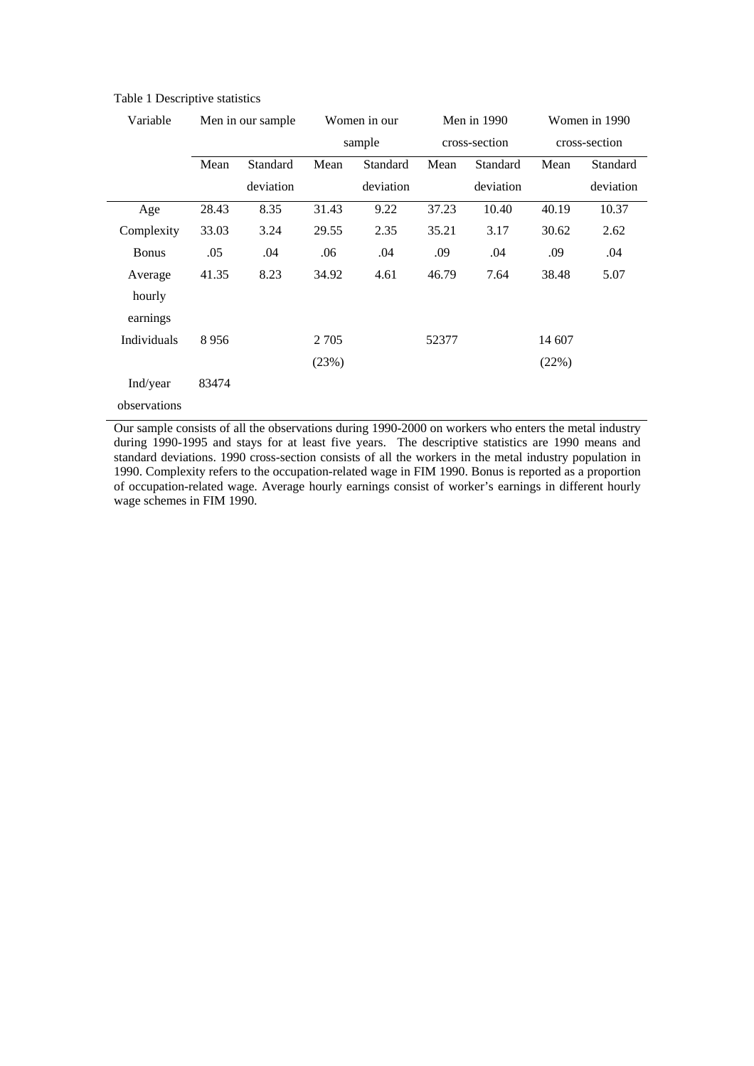Table 1 Descriptive statistics

| Variable | Men in our sample | | Women in our sample | | Men in 1990 cross-section | | Women in 1990 cross-section | |
|---|---|---|---|---|---|---|---|---|
| | Mean | Standard deviation | Mean | Standard deviation | Mean | Standard deviation | Mean | Standard deviation |
| Age | 28.43 | 8.35 | 31.43 | 9.22 | 37.23 | 10.40 | 40.19 | 10.37 |
| Complexity | 33.03 | 3.24 | 29.55 | 2.35 | 35.21 | 3.17 | 30.62 | 2.62 |
| Bonus | .05 | .04 | .06 | .04 | .09 | .04 | .09 | .04 |
| Average hourly earnings | 41.35 | 8.23 | 34.92 | 4.61 | 46.79 | 7.64 | 38.48 | 5.07 |
| Individuals | 8 956 | | 2 705 (23%) | | 52377 | | 14 607 (22%) | |
| Ind/year observations | 83474 | | | | | | | |

Our sample consists of all the observations during 1990-2000 on workers who enters the metal industry during 1990-1995 and stays for at least five years. The descriptive statistics are 1990 means and standard deviations. 1990 cross-section consists of all the workers in the metal industry population in 1990. Complexity refers to the occupation-related wage in FIM 1990. Bonus is reported as a proportion of occupation-related wage. Average hourly earnings consist of worker's earnings in different hourly wage schemes in FIM 1990.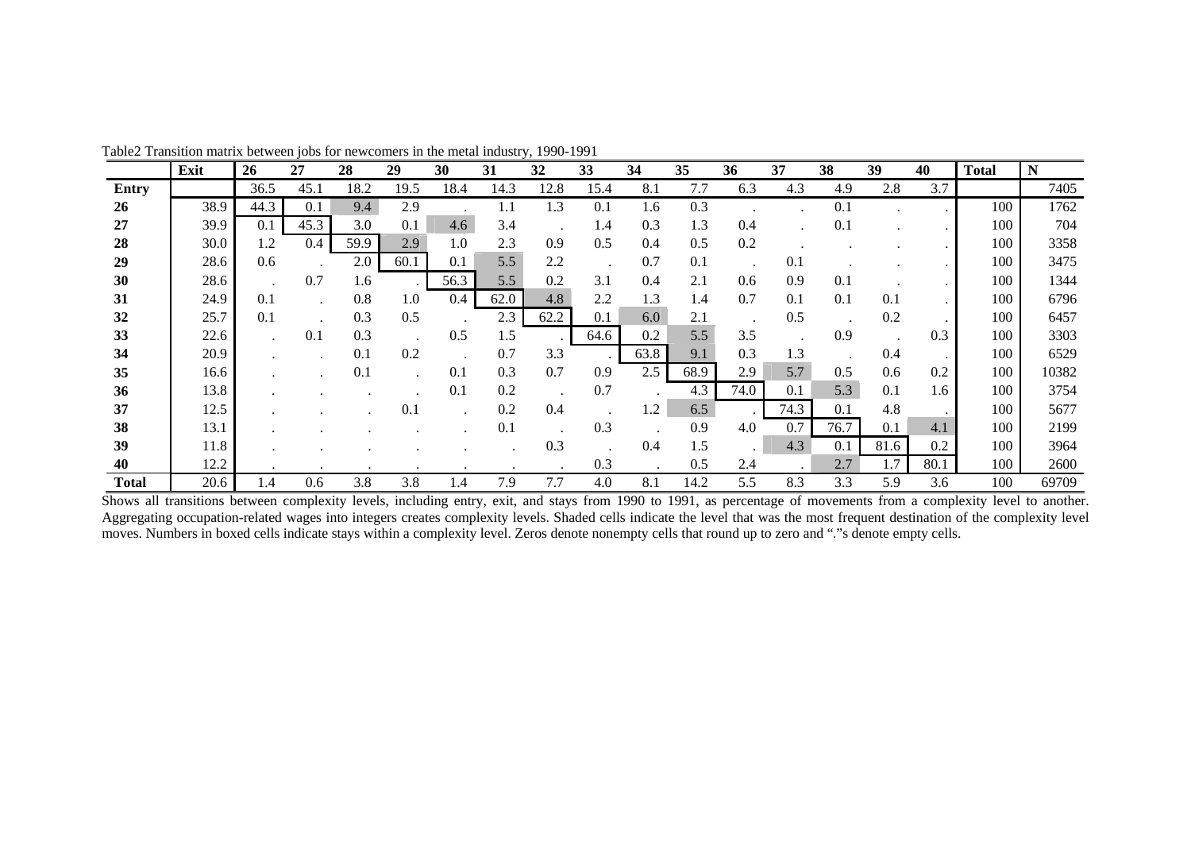Table2 Transition matrix between jobs for newcomers in the metal industry, 1990-1991

| | Exit | 26 | 27 | 28 | 29 | 30 | 31 | 32 | 33 | 34 | 35 | 36 | 37 | 38 | 39 | 40 | Total | N |
|---|---|---|---|---|---|---|---|---|---|---|---|---|---|---|---|---|---|---|
| **Entry** | | 36.5 | 45.1 | 18.2 | 19.5 | 18.4 | 14.3 | 12.8 | 15.4 | 8.1 | 7.7 | 6.3 | 4.3 | 4.9 | 2.8 | 3.7 | | 7405 |
| **26** | 38.9 | 44.3 | 0.1 | 9.4 | 2.9 | . | 1.1 | 1.3 | 0.1 | 1.6 | 0.3 | . | . | 0.1 | . | . | 100 | 1762 |
| **27** | 39.9 | 0.1 | 45.3 | 3.0 | 0.1 | 4.6 | 3.4 | . | 1.4 | 0.3 | 1.3 | 0.4 | . | 0.1 | . | . | 100 | 704 |
| **28** | 30.0 | 1.2 | 0.4 | 59.9 | 2.9 | 1.0 | 2.3 | 0.9 | 0.5 | 0.4 | 0.5 | 0.2 | . | . | . | . | 100 | 3358 |
| **29** | 28.6 | 0.6 | . | 2.0 | 60.1 | 0.1 | 5.5 | 2.2 | . | 0.7 | 0.1 | . | 0.1 | . | . | . | 100 | 3475 |
| **30** | 28.6 | . | 0.7 | 1.6 | . | 56.3 | 5.5 | 0.2 | 3.1 | 0.4 | 2.1 | 0.6 | 0.9 | 0.1 | . | . | 100 | 1344 |
| **31** | 24.9 | 0.1 | . | 0.8 | 1.0 | 0.4 | 62.0 | 4.8 | 2.2 | 1.3 | 1.4 | 0.7 | 0.1 | 0.1 | 0.1 | . | 100 | 6796 |
| **32** | 25.7 | 0.1 | . | 0.3 | 0.5 | . | 2.3 | 62.2 | 0.1 | 6.0 | 2.1 | . | 0.5 | . | 0.2 | . | 100 | 6457 |
| **33** | 22.6 | . | 0.1 | 0.3 | . | 0.5 | 1.5 | . | 64.6 | 0.2 | 5.5 | 3.5 | . | 0.9 | . | 0.3 | 100 | 3303 |
| **34** | 20.9 | . | . | 0.1 | 0.2 | . | 0.7 | 3.3 | . | 63.8 | 9.1 | 0.3 | 1.3 | . | 0.4 | . | 100 | 6529 |
| **35** | 16.6 | . | . | 0.1 | . | 0.1 | 0.3 | 0.7 | 0.9 | 2.5 | 68.9 | 2.9 | 5.7 | 0.5 | 0.6 | 0.2 | 100 | 10382 |
| **36** | 13.8 | . | . | . | . | 0.1 | 0.2 | . | 0.7 | . | 4.3 | 74.0 | 0.1 | 5.3 | 0.1 | 1.6 | 100 | 3754 |
| **37** | 12.5 | . | . | . | 0.1 | . | 0.2 | 0.4 | . | 1.2 | 6.5 | . | 74.3 | 0.1 | 4.8 | . | 100 | 5677 |
| **38** | 13.1 | . | . | . | . | . | 0.1 | . | 0.3 | . | 0.9 | 4.0 | 0.7 | 76.7 | 0.1 | 4.1 | 100 | 2199 |
| **39** | 11.8 | . | . | . | . | . | . | 0.3 | . | 0.4 | 1.5 | . | 4.3 | 0.1 | 81.6 | 0.2 | 100 | 3964 |
| **40** | 12.2 | . | . | . | . | . | . | . | 0.3 | . | 0.5 | 2.4 | . | 2.7 | 1.7 | 80.1 | 100 | 2600 |
| **Total** | 20.6 | 1.4 | 0.6 | 3.8 | 3.8 | 1.4 | 7.9 | 7.7 | 4.0 | 8.1 | 14.2 | 5.5 | 8.3 | 3.3 | 5.9 | 3.6 | 100 | 69709 |

Shows all transitions between complexity levels, including entry, exit, and stays from 1990 to 1991, as percentage of movements from a complexity level to another. Aggregating occupation-related wages into integers creates complexity levels. Shaded cells indicate the level that was the most frequent destination of the complexity level moves. Numbers in boxed cells indicate stays within a complexity level. Zeros denote nonempty cells that round up to zero and "."s denote empty cells.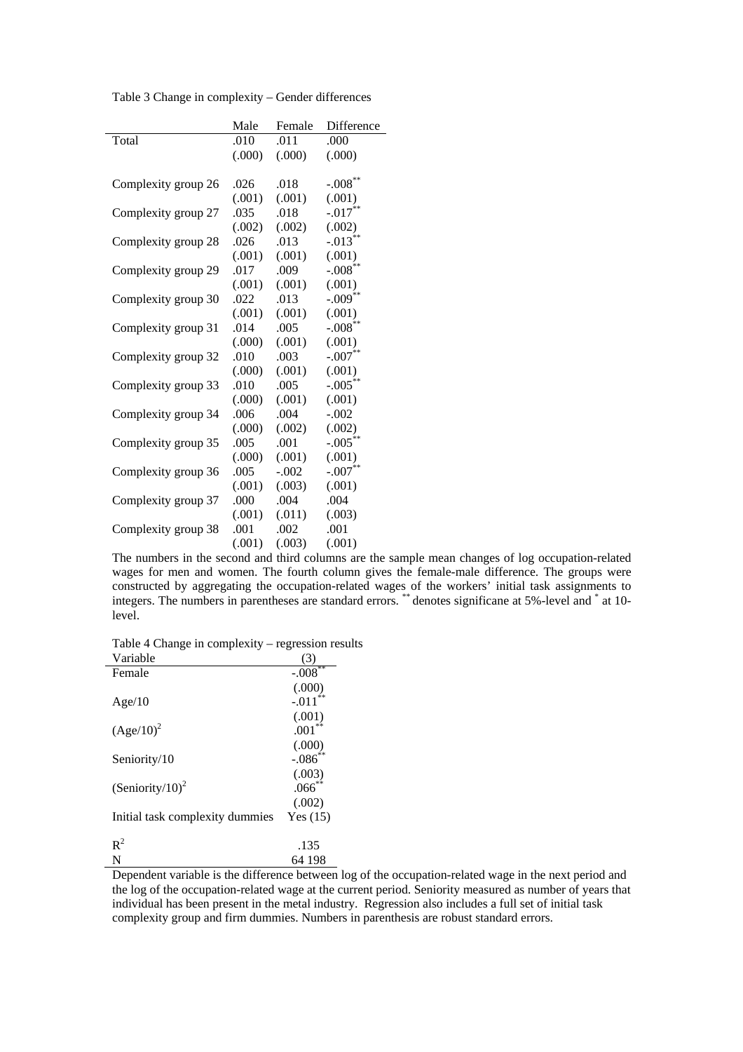Table 3 Change in complexity – Gender differences

| | Male | Female | Difference |
|---|---|---|---|
| Total | .010 | .011 | .000 |
| | (.000) | (.000) | (.000) |
| Complexity group 26 | .026 | .018 | $-.008^{**}$ |
| | (.001) | (.001) | (.001) |
| Complexity group 27 | .035 | .018 | $-.017^{**}$ |
| | (.002) | (.002) | (.002) |
| Complexity group 28 | .026 | .013 | $-.013^{**}$ |
| | (.001) | (.001) | (.001) |
| Complexity group 29 | .017 | .009 | $-.008^{**}$ |
| | (.001) | (.001) | (.001) |
| Complexity group 30 | .022 | .013 | $-.009^{**}$ |
| | (.001) | (.001) | (.001) |
| Complexity group 31 | .014 | .005 | $-.008^{**}$ |
| | (.000) | (.001) | (.001) |
| Complexity group 32 | .010 | .003 | $-.007^{**}$ |
| | (.000) | (.001) | (.001) |
| Complexity group 33 | .010 | .005 | $-.005^{**}$ |
| | (.000) | (.001) | (.001) |
| Complexity group 34 | .006 | .004 | -.002 |
| | (.000) | (.002) | (.002) |
| Complexity group 35 | .005 | .001 | $-.005^{**}$ |
| | (.000) | (.001) | (.001) |
| Complexity group 36 | .005 | -.002 | $-.007^{**}$ |
| | (.001) | (.003) | (.001) |
| Complexity group 37 | .000 | .004 | .004 |
| | (.001) | (.011) | (.003) |
| Complexity group 38 | .001 | .002 | .001 |
| | (.001) | (.003) | (.001) |

The numbers in the second and third columns are the sample mean changes of log occupation-related wages for men and women. The fourth column gives the female-male difference. The groups were constructed by aggregating the occupation-related wages of the workers' initial task assignments to integers. The numbers in parentheses are standard errors. ** denotes significane at 5%-level and * at 10-level.

Table 4 Change in complexity – regression results

| Variable | (3) |
|---|---|
| Female | $-.008^{**}$ |
| | (.000) |
| Age/10 | $-.011^{**}$ |
| | (.001) |
| $(Age/10)^2$ | $.001^{**}$ |
| | (.000) |
| Seniority/10 | $-.086^{**}$ |
| | (.003) |
| $(Seniority/10)^2$ | $.066^{**}$ |
| | (.002) |
| Initial task complexity dummies | Yes (15) |
| $R^2$ | .135 |
| N | 64 198 |

Dependent variable is the difference between log of the occupation-related wage in the next period and the log of the occupation-related wage at the current period. Seniority measured as number of years that individual has been present in the metal industry. Regression also includes a full set of initial task complexity group and firm dummies. Numbers in parenthesis are robust standard errors.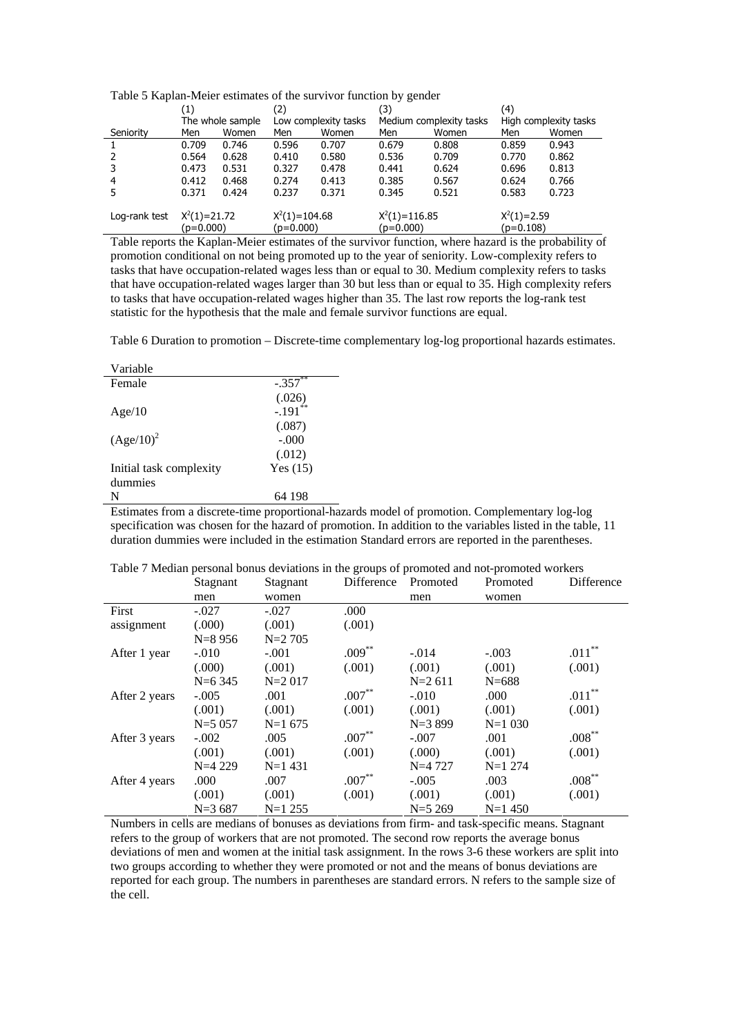Table 5 Kaplan-Meier estimates of the survivor function by gender

| | (1) | | (2) | | (3) | | (4) | |
|---|---|---|---|---|---|---|---|---|
| | The whole sample | | Low complexity tasks | | Medium complexity tasks | | High complexity tasks | |
| Seniority | Men | Women | Men | Women | Men | Women | Men | Women |
| 1 | 0.709 | 0.746 | 0.596 | 0.707 | 0.679 | 0.808 | 0.859 | 0.943 |
| 2 | 0.564 | 0.628 | 0.410 | 0.580 | 0.536 | 0.709 | 0.770 | 0.862 |
| 3 | 0.473 | 0.531 | 0.327 | 0.478 | 0.441 | 0.624 | 0.696 | 0.813 |
| 4 | 0.412 | 0.468 | 0.274 | 0.413 | 0.385 | 0.567 | 0.624 | 0.766 |
| 5 | 0.371 | 0.424 | 0.237 | 0.371 | 0.345 | 0.521 | 0.583 | 0.723 |
| Log-rank test | $X^2(1)=21.72$ (p=0.000) | | $X^2(1)=104.68$ (p=0.000) | | $X^2(1)=116.85$ (p=0.000) | | $X^2(1)=2.59$ (p=0.108) | |

Table reports the Kaplan-Meier estimates of the survivor function, where hazard is the probability of promotion conditional on not being promoted up to the year of seniority. Low-complexity refers to tasks that have occupation-related wages less than or equal to 30. Medium complexity refers to tasks that have occupation-related wages larger than 30 but less than or equal to 35. High complexity refers to tasks that have occupation-related wages higher than 35. The last row reports the log-rank test statistic for the hypothesis that the male and female survivor functions are equal.

Table 6 Duration to promotion – Discrete-time complementary log-log proportional hazards estimates.

| Variable | |
|---|---|
| Female | -.357** |
| | (.026) |
| Age/10 | -.191** |
| | (.087) |
| $(Age/10)^2$ | -.000 |
| | (.012) |
| Initial task complexity dummies | Yes (15) |
| N | 64 198 |

Estimates from a discrete-time proportional-hazards model of promotion. Complementary log-log specification was chosen for the hazard of promotion. In addition to the variables listed in the table, 11 duration dummies were included in the estimation Standard errors are reported in the parentheses.

Table 7 Median personal bonus deviations in the groups of promoted and not-promoted workers

| | Stagnant men | Stagnant women | Difference | Promoted men | Promoted women | Difference |
|---|---|---|---|---|---|---|
| First assignment | -.027 | -.027 | .000 | | | |
| | (.000) | (.001) | (.001) | | | |
| | N=8 956 | N=2 705 | | | | |
| After 1 year | -.010 | -.001 | .009** | -.014 | -.003 | .011** |
| | (.000) | (.001) | (.001) | (.001) | (.001) | (.001) |
| | N=6 345 | N=2 017 | | N=2 611 | N=688 | |
| After 2 years | -.005 | .001 | .007** | -.010 | .000 | .011** |
| | (.001) | (.001) | (.001) | (.001) | (.001) | (.001) |
| | N=5 057 | N=1 675 | | N=3 899 | N=1 030 | |
| After 3 years | -.002 | .005 | .007** | -.007 | .001 | .008** |
| | (.001) | (.001) | (.001) | (.000) | (.001) | (.001) |
| | N=4 229 | N=1 431 | | N=4 727 | N=1 274 | |
| After 4 years | .000 | .007 | .007** | -.005 | .003 | .008** |
| | (.001) | (.001) | (.001) | (.001) | (.001) | (.001) |
| | N=3 687 | N=1 255 | | N=5 269 | N=1 450 | |

Numbers in cells are medians of bonuses as deviations from firm- and task-specific means. Stagnant refers to the group of workers that are not promoted. The second row reports the average bonus deviations of men and women at the initial task assignment. In the rows 3-6 these workers are split into two groups according to whether they were promoted or not and the means of bonus deviations are reported for each group. The numbers in parentheses are standard errors. N refers to the sample size of the cell.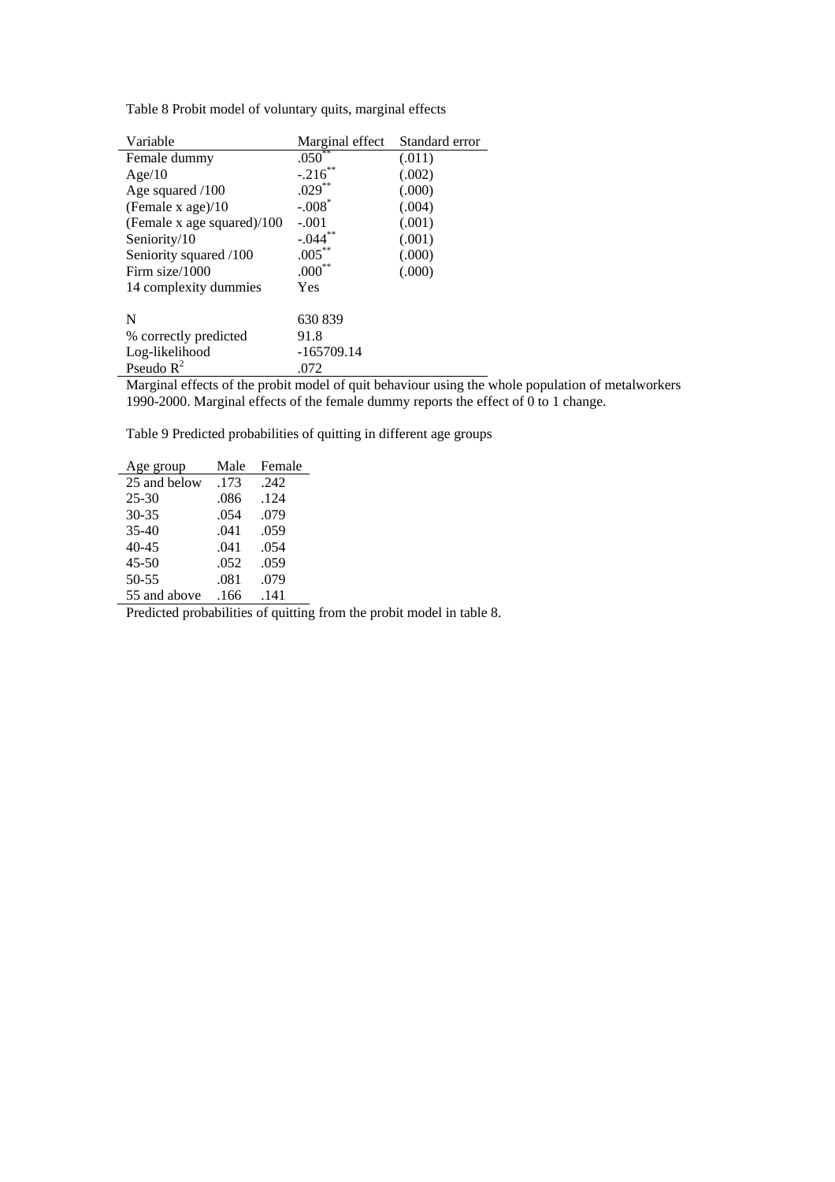Table 8 Probit model of voluntary quits, marginal effects

| Variable | Marginal effect | Standard error |
|---|---|---|
| Female dummy | .050** | (.011) |
| Age/10 | -.216** | (.002) |
| Age squared /100 | .029** | (.000) |
| (Female x age)/10 | -.008* | (.004) |
| (Female x age squared)/100 | -.001 | (.001) |
| Seniority/10 | -.044** | (.001) |
| Seniority squared /100 | .005** | (.000) |
| Firm size/1000 | .000** | (.000) |
| 14 complexity dummies | Yes | |
| | | |
| N | 630 839 | |
| % correctly predicted | 91.8 | |
| Log-likelihood | -165709.14 | |
| Pseudo $R^2$ | .072 | |

Marginal effects of the probit model of quit behaviour using the whole population of metalworkers 1990-2000. Marginal effects of the female dummy reports the effect of 0 to 1 change.

Table 9 Predicted probabilities of quitting in different age groups

| Age group | Male | Female |
|---|---|---|
| 25 and below | .173 | .242 |
| 25-30 | .086 | .124 |
| 30-35 | .054 | .079 |
| 35-40 | .041 | .059 |
| 40-45 | .041 | .054 |
| 45-50 | .052 | .059 |
| 50-55 | .081 | .079 |
| 55 and above | .166 | .141 |

Predicted probabilities of quitting from the probit model in table 8.